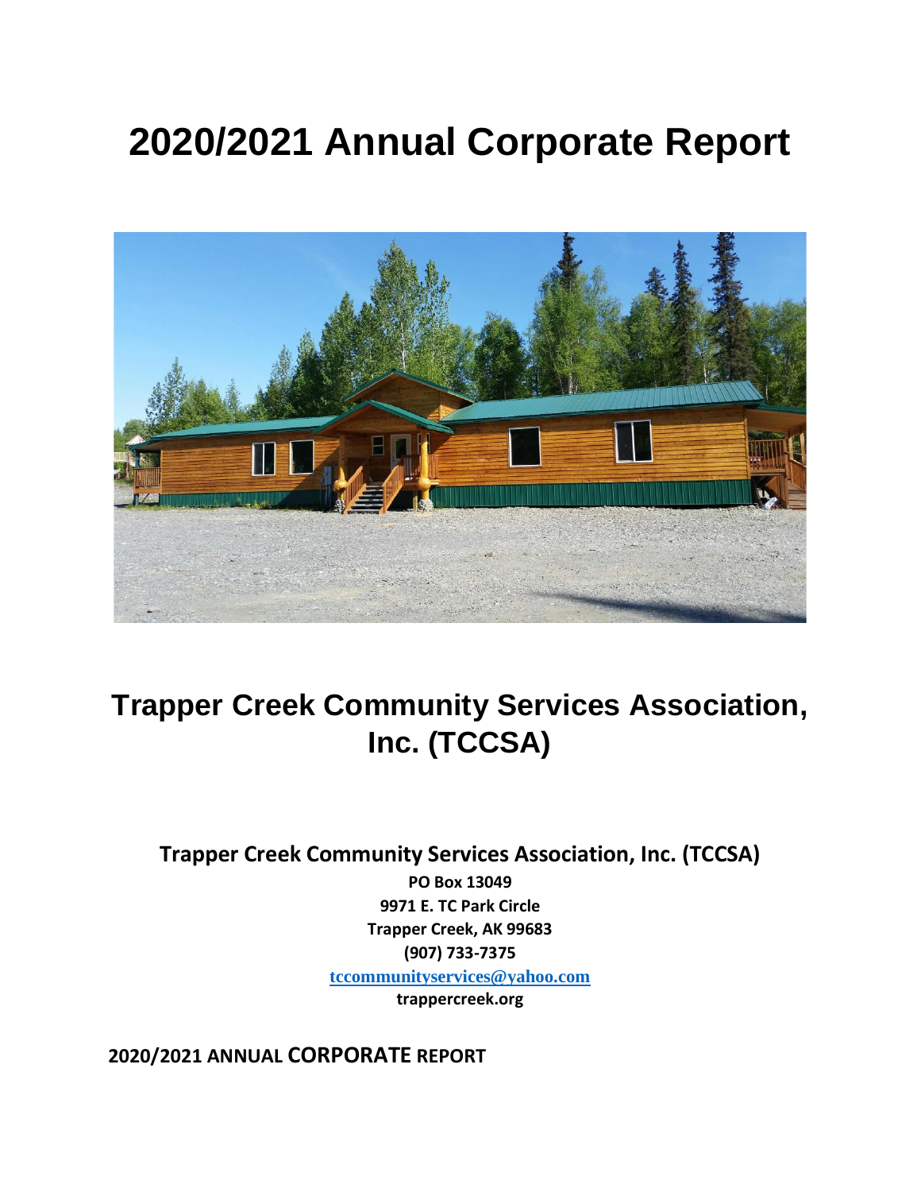# 2020/2021 Annual Corporate Report

## Trapper Creek Community Services Association, Inc. (TCCSA)

**Trapper Creek Community Services Association, Inc. (TCCSA)**

**PO Box 13049**
**9971 E. TC Park Circle**
**Trapper Creek, AK 99683**
**(907) 733-7375**
**tccommunityservices@yahoo.com**
**trappercreek.org**

**2020/2021 ANNUAL CORPORATE REPORT**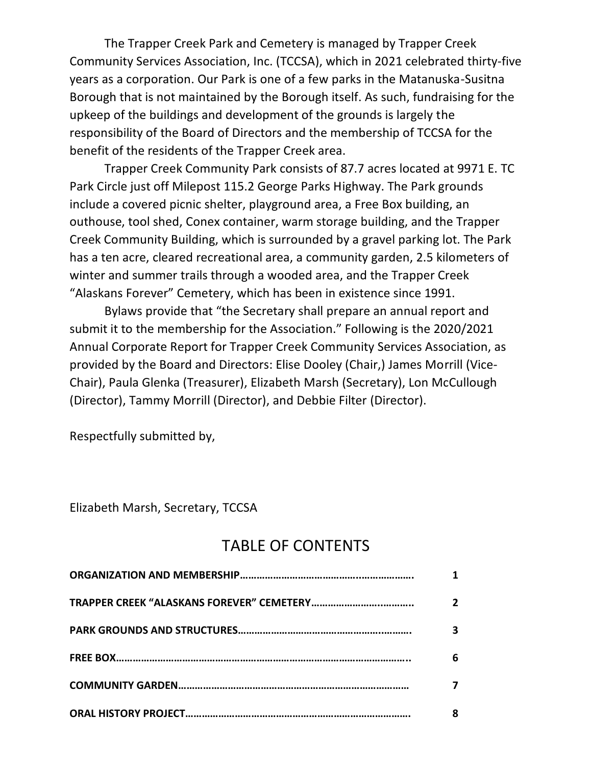The Trapper Creek Park and Cemetery is managed by Trapper Creek Community Services Association, Inc. (TCCSA), which in 2021 celebrated thirty-five years as a corporation. Our Park is one of a few parks in the Matanuska-Susitna Borough that is not maintained by the Borough itself. As such, fundraising for the upkeep of the buildings and development of the grounds is largely the responsibility of the Board of Directors and the membership of TCCSA for the benefit of the residents of the Trapper Creek area.

Trapper Creek Community Park consists of 87.7 acres located at 9971 E. TC Park Circle just off Milepost 115.2 George Parks Highway. The Park grounds include a covered picnic shelter, playground area, a Free Box building, an outhouse, tool shed, Conex container, warm storage building, and the Trapper Creek Community Building, which is surrounded by a gravel parking lot. The Park has a ten acre, cleared recreational area, a community garden, 2.5 kilometers of winter and summer trails through a wooded area, and the Trapper Creek "Alaskans Forever" Cemetery, which has been in existence since 1991.

Bylaws provide that "the Secretary shall prepare an annual report and submit it to the membership for the Association." Following is the 2020/2021 Annual Corporate Report for Trapper Creek Community Services Association, as provided by the Board and Directors: Elise Dooley (Chair,) James Morrill (Vice-Chair), Paula Glenka (Treasurer), Elizabeth Marsh (Secretary), Lon McCullough (Director), Tammy Morrill (Director), and Debbie Filter (Director).

Respectfully submitted by,

Elizabeth Marsh, Secretary, TCCSA

## TABLE OF CONTENTS

| | |
|---|---|
| **ORGANIZATION AND MEMBERSHIP** | 1 |
| **TRAPPER CREEK "ALASKANS FOREVER" CEMETERY** | 2 |
| **PARK GROUNDS AND STRUCTURES** | 3 |
| **FREE BOX** | 6 |
| **COMMUNITY GARDEN** | 7 |
| **ORAL HISTORY PROJECT** | 8 |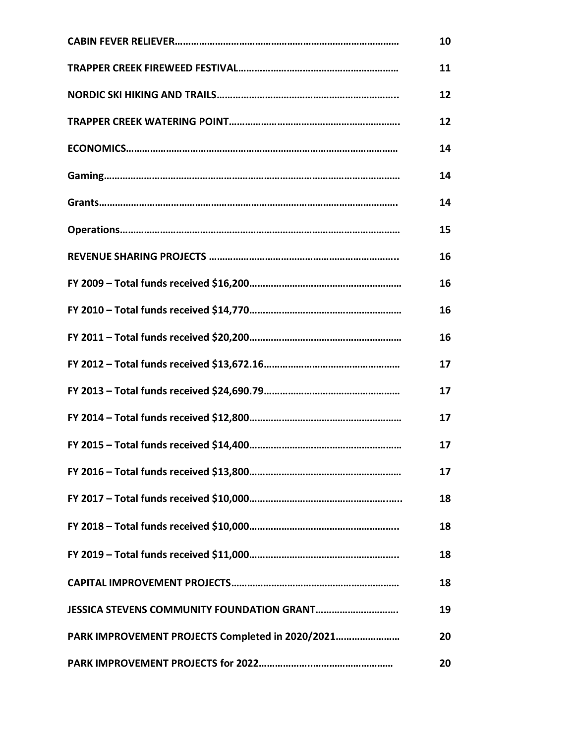| | |
|---|---|
| **CABIN FEVER RELIEVER………………………………………………………………………** | **10** |
| **TRAPPER CREEK FIREWEED FESTIVAL……………………………………………………** | **11** |
| **NORDIC SKI HIKING AND TRAILS………………………………………………………..** | **12** |
| **TRAPPER CREEK WATERING POINT……………………………………………………….** | **12** |
| **ECONOMICS…………………………………………………………………………………………** | **14** |
| **Gaming…………………………………………………………………………………………………** | **14** |
| **Grants…………………………………………………………………………………………………..** | **14** |
| **Operations…………………………………………………………………………………………….** | **15** |
| **REVENUE SHARING PROJECTS …………………………………………………………..** | **16** |
| **FY 2009 – Total funds received $16,200…………………………………………………** | **16** |
| **FY 2010 – Total funds received $14,770…………………………………………………** | **16** |
| **FY 2011 – Total funds received $20,200…………………………………………………** | **16** |
| **FY 2012 – Total funds received $13,672.16…………………………………………** | **17** |
| **FY 2013 – Total funds received $24,690.79…………………………………………** | **17** |
| **FY 2014 – Total funds received $12,800…………………………………………………** | **17** |
| **FY 2015 – Total funds received $14,400…………………………………………………** | **17** |
| **FY 2016 – Total funds received $13,800…………………………………………………** | **17** |
| **FY 2017 – Total funds received $10,000…………………………………………………..** | **18** |
| **FY 2018 – Total funds received $10,000………………………………………………..** | **18** |
| **FY 2019 – Total funds received $11,000………………………………………………..** | **18** |
| **CAPITAL IMPROVEMENT PROJECTS……………………………………………………** | **18** |
| **JESSICA STEVENS COMMUNITY FOUNDATION GRANT………………………….** | **19** |
| **PARK IMPROVEMENT PROJECTS Completed in 2020/2021……………………** | **20** |
| **PARK IMPROVEMENT PROJECTS for 2022…………………..……………………** | **20** |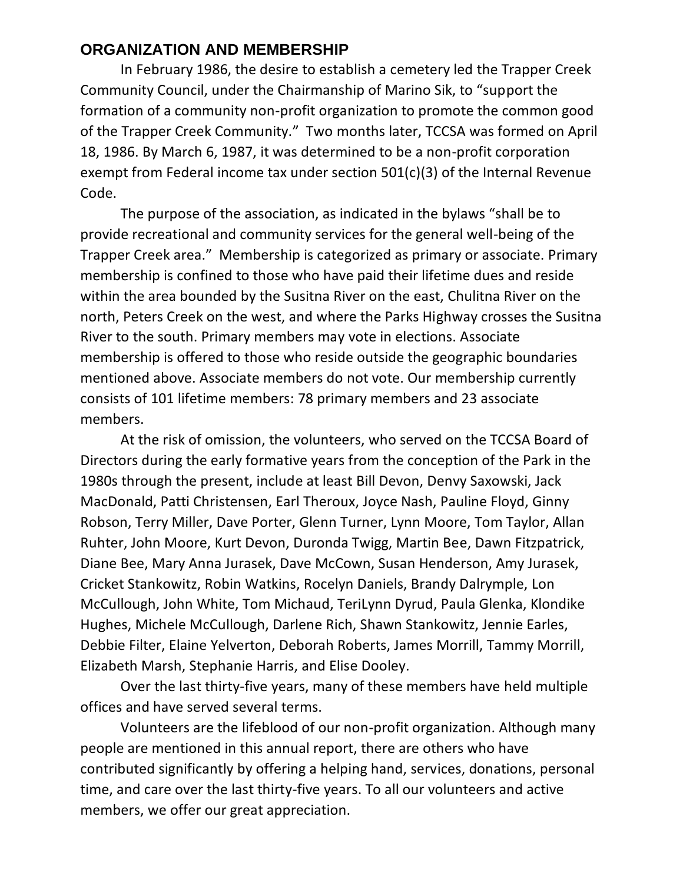## ORGANIZATION AND MEMBERSHIP

In February 1986, the desire to establish a cemetery led the Trapper Creek Community Council, under the Chairmanship of Marino Sik, to "support the formation of a community non-profit organization to promote the common good of the Trapper Creek Community." Two months later, TCCSA was formed on April 18, 1986. By March 6, 1987, it was determined to be a non-profit corporation exempt from Federal income tax under section 501(c)(3) of the Internal Revenue Code.

The purpose of the association, as indicated in the bylaws "shall be to provide recreational and community services for the general well-being of the Trapper Creek area." Membership is categorized as primary or associate. Primary membership is confined to those who have paid their lifetime dues and reside within the area bounded by the Susitna River on the east, Chulitna River on the north, Peters Creek on the west, and where the Parks Highway crosses the Susitna River to the south. Primary members may vote in elections. Associate membership is offered to those who reside outside the geographic boundaries mentioned above. Associate members do not vote. Our membership currently consists of 101 lifetime members: 78 primary members and 23 associate members.

At the risk of omission, the volunteers, who served on the TCCSA Board of Directors during the early formative years from the conception of the Park in the 1980s through the present, include at least Bill Devon, Denvy Saxowski, Jack MacDonald, Patti Christensen, Earl Theroux, Joyce Nash, Pauline Floyd, Ginny Robson, Terry Miller, Dave Porter, Glenn Turner, Lynn Moore, Tom Taylor, Allan Ruhter, John Moore, Kurt Devon, Duronda Twigg, Martin Bee, Dawn Fitzpatrick, Diane Bee, Mary Anna Jurasek, Dave McCown, Susan Henderson, Amy Jurasek, Cricket Stankowitz, Robin Watkins, Rocelyn Daniels, Brandy Dalrymple, Lon McCullough, John White, Tom Michaud, TeriLynn Dyrud, Paula Glenka, Klondike Hughes, Michele McCullough, Darlene Rich, Shawn Stankowitz, Jennie Earles, Debbie Filter, Elaine Yelverton, Deborah Roberts, James Morrill, Tammy Morrill, Elizabeth Marsh, Stephanie Harris, and Elise Dooley.

Over the last thirty-five years, many of these members have held multiple offices and have served several terms.

Volunteers are the lifeblood of our non-profit organization. Although many people are mentioned in this annual report, there are others who have contributed significantly by offering a helping hand, services, donations, personal time, and care over the last thirty-five years. To all our volunteers and active members, we offer our great appreciation.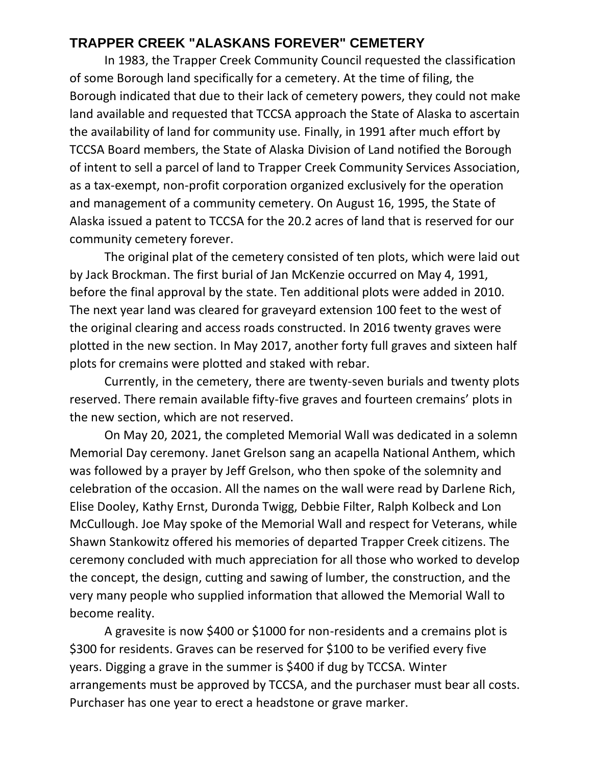## TRAPPER CREEK "ALASKANS FOREVER" CEMETERY

In 1983, the Trapper Creek Community Council requested the classification of some Borough land specifically for a cemetery. At the time of filing, the Borough indicated that due to their lack of cemetery powers, they could not make land available and requested that TCCSA approach the State of Alaska to ascertain the availability of land for community use. Finally, in 1991 after much effort by TCCSA Board members, the State of Alaska Division of Land notified the Borough of intent to sell a parcel of land to Trapper Creek Community Services Association, as a tax-exempt, non-profit corporation organized exclusively for the operation and management of a community cemetery. On August 16, 1995, the State of Alaska issued a patent to TCCSA for the 20.2 acres of land that is reserved for our community cemetery forever.

The original plat of the cemetery consisted of ten plots, which were laid out by Jack Brockman. The first burial of Jan McKenzie occurred on May 4, 1991, before the final approval by the state. Ten additional plots were added in 2010. The next year land was cleared for graveyard extension 100 feet to the west of the original clearing and access roads constructed. In 2016 twenty graves were plotted in the new section. In May 2017, another forty full graves and sixteen half plots for cremains were plotted and staked with rebar.

Currently, in the cemetery, there are twenty-seven burials and twenty plots reserved. There remain available fifty-five graves and fourteen cremains' plots in the new section, which are not reserved.

On May 20, 2021, the completed Memorial Wall was dedicated in a solemn Memorial Day ceremony. Janet Grelson sang an acapella National Anthem, which was followed by a prayer by Jeff Grelson, who then spoke of the solemnity and celebration of the occasion. All the names on the wall were read by Darlene Rich, Elise Dooley, Kathy Ernst, Duronda Twigg, Debbie Filter, Ralph Kolbeck and Lon McCullough. Joe May spoke of the Memorial Wall and respect for Veterans, while Shawn Stankowitz offered his memories of departed Trapper Creek citizens. The ceremony concluded with much appreciation for all those who worked to develop the concept, the design, cutting and sawing of lumber, the construction, and the very many people who supplied information that allowed the Memorial Wall to become reality.

A gravesite is now $400 or $1000 for non-residents and a cremains plot is $300 for residents. Graves can be reserved for $100 to be verified every five years. Digging a grave in the summer is $400 if dug by TCCSA. Winter arrangements must be approved by TCCSA, and the purchaser must bear all costs. Purchaser has one year to erect a headstone or grave marker.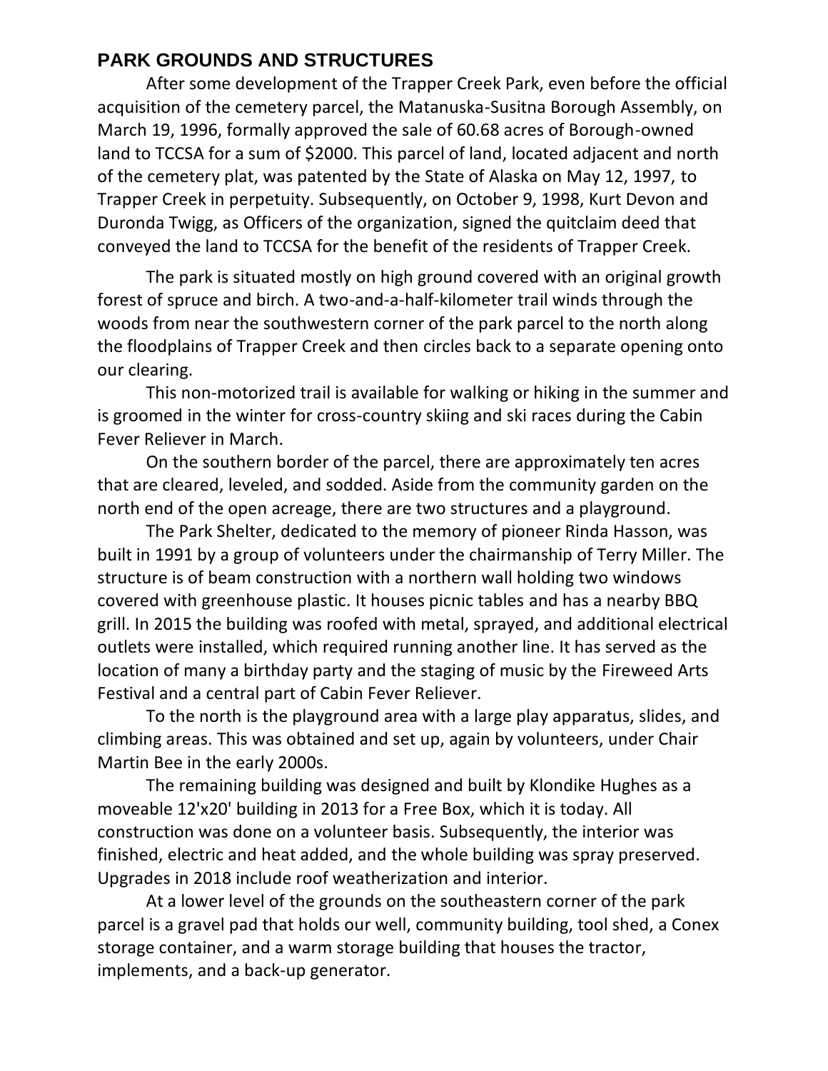## PARK GROUNDS AND STRUCTURES

After some development of the Trapper Creek Park, even before the official acquisition of the cemetery parcel, the Matanuska-Susitna Borough Assembly, on March 19, 1996, formally approved the sale of 60.68 acres of Borough-owned land to TCCSA for a sum of $2000. This parcel of land, located adjacent and north of the cemetery plat, was patented by the State of Alaska on May 12, 1997, to Trapper Creek in perpetuity. Subsequently, on October 9, 1998, Kurt Devon and Duronda Twigg, as Officers of the organization, signed the quitclaim deed that conveyed the land to TCCSA for the benefit of the residents of Trapper Creek.

The park is situated mostly on high ground covered with an original growth forest of spruce and birch. A two-and-a-half-kilometer trail winds through the woods from near the southwestern corner of the park parcel to the north along the floodplains of Trapper Creek and then circles back to a separate opening onto our clearing.

This non-motorized trail is available for walking or hiking in the summer and is groomed in the winter for cross-country skiing and ski races during the Cabin Fever Reliever in March.

On the southern border of the parcel, there are approximately ten acres that are cleared, leveled, and sodded. Aside from the community garden on the north end of the open acreage, there are two structures and a playground.

The Park Shelter, dedicated to the memory of pioneer Rinda Hasson, was built in 1991 by a group of volunteers under the chairmanship of Terry Miller. The structure is of beam construction with a northern wall holding two windows covered with greenhouse plastic. It houses picnic tables and has a nearby BBQ grill. In 2015 the building was roofed with metal, sprayed, and additional electrical outlets were installed, which required running another line. It has served as the location of many a birthday party and the staging of music by the Fireweed Arts Festival and a central part of Cabin Fever Reliever.

To the north is the playground area with a large play apparatus, slides, and climbing areas. This was obtained and set up, again by volunteers, under Chair Martin Bee in the early 2000s.

The remaining building was designed and built by Klondike Hughes as a moveable 12'x20' building in 2013 for a Free Box, which it is today. All construction was done on a volunteer basis. Subsequently, the interior was finished, electric and heat added, and the whole building was spray preserved. Upgrades in 2018 include roof weatherization and interior.

At a lower level of the grounds on the southeastern corner of the park parcel is a gravel pad that holds our well, community building, tool shed, a Conex storage container, and a warm storage building that houses the tractor, implements, and a back-up generator.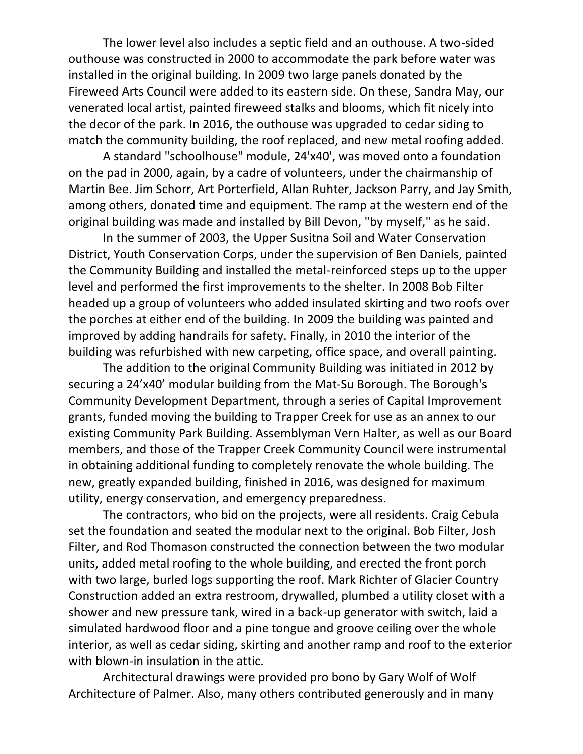The lower level also includes a septic field and an outhouse. A two-sided outhouse was constructed in 2000 to accommodate the park before water was installed in the original building. In 2009 two large panels donated by the Fireweed Arts Council were added to its eastern side. On these, Sandra May, our venerated local artist, painted fireweed stalks and blooms, which fit nicely into the decor of the park. In 2016, the outhouse was upgraded to cedar siding to match the community building, the roof replaced, and new metal roofing added.

A standard "schoolhouse" module, 24'x40', was moved onto a foundation on the pad in 2000, again, by a cadre of volunteers, under the chairmanship of Martin Bee. Jim Schorr, Art Porterfield, Allan Ruhter, Jackson Parry, and Jay Smith, among others, donated time and equipment. The ramp at the western end of the original building was made and installed by Bill Devon, "by myself," as he said.

In the summer of 2003, the Upper Susitna Soil and Water Conservation District, Youth Conservation Corps, under the supervision of Ben Daniels, painted the Community Building and installed the metal-reinforced steps up to the upper level and performed the first improvements to the shelter. In 2008 Bob Filter headed up a group of volunteers who added insulated skirting and two roofs over the porches at either end of the building. In 2009 the building was painted and improved by adding handrails for safety. Finally, in 2010 the interior of the building was refurbished with new carpeting, office space, and overall painting.

The addition to the original Community Building was initiated in 2012 by securing a 24’x40’ modular building from the Mat-Su Borough. The Borough's Community Development Department, through a series of Capital Improvement grants, funded moving the building to Trapper Creek for use as an annex to our existing Community Park Building. Assemblyman Vern Halter, as well as our Board members, and those of the Trapper Creek Community Council were instrumental in obtaining additional funding to completely renovate the whole building. The new, greatly expanded building, finished in 2016, was designed for maximum utility, energy conservation, and emergency preparedness.

The contractors, who bid on the projects, were all residents. Craig Cebula set the foundation and seated the modular next to the original. Bob Filter, Josh Filter, and Rod Thomason constructed the connection between the two modular units, added metal roofing to the whole building, and erected the front porch with two large, burled logs supporting the roof. Mark Richter of Glacier Country Construction added an extra restroom, drywalled, plumbed a utility closet with a shower and new pressure tank, wired in a back-up generator with switch, laid a simulated hardwood floor and a pine tongue and groove ceiling over the whole interior, as well as cedar siding, skirting and another ramp and roof to the exterior with blown-in insulation in the attic.

Architectural drawings were provided pro bono by Gary Wolf of Wolf Architecture of Palmer. Also, many others contributed generously and in many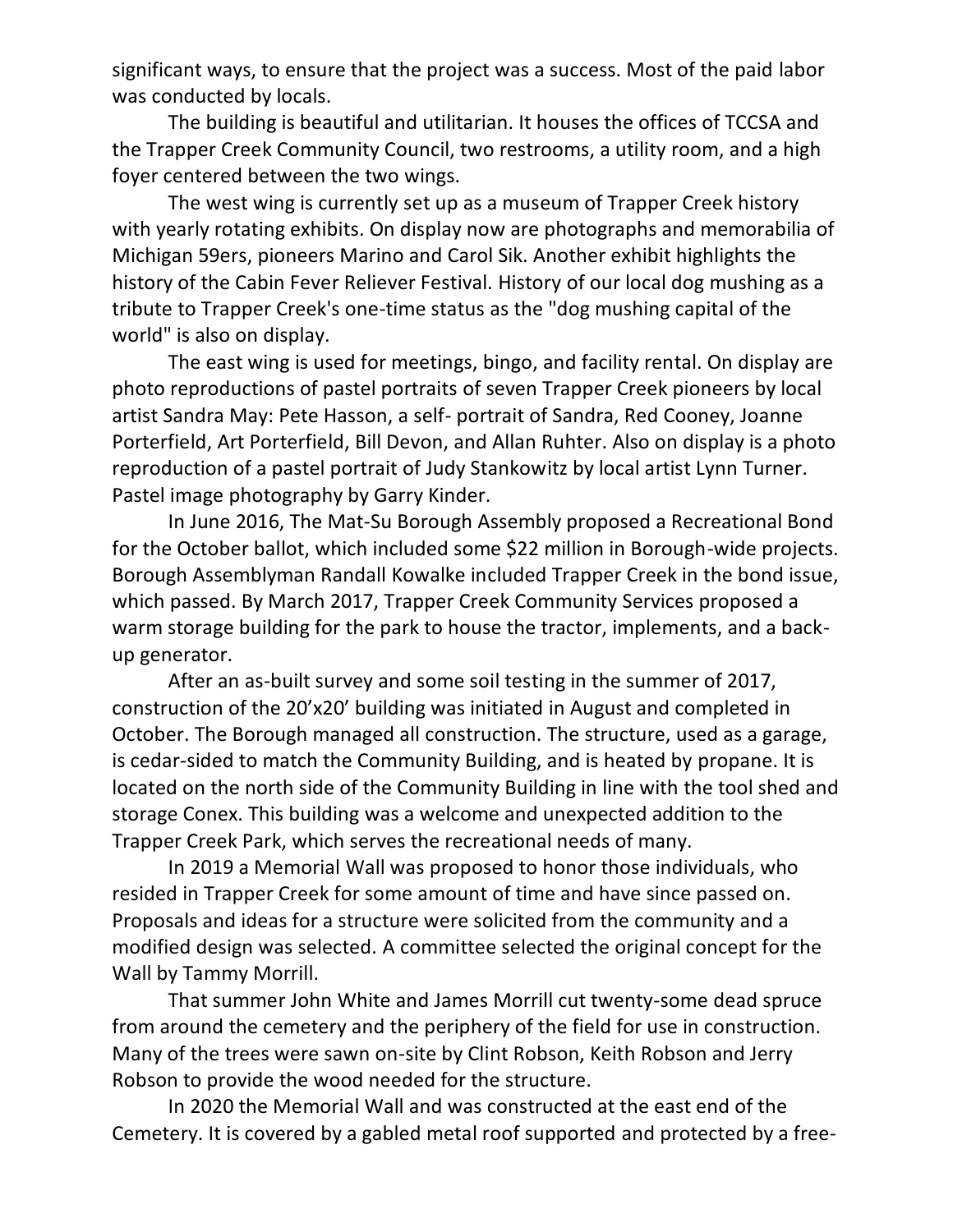significant ways, to ensure that the project was a success. Most of the paid labor was conducted by locals.

The building is beautiful and utilitarian. It houses the offices of TCCSA and the Trapper Creek Community Council, two restrooms, a utility room, and a high foyer centered between the two wings.

The west wing is currently set up as a museum of Trapper Creek history with yearly rotating exhibits. On display now are photographs and memorabilia of Michigan 59ers, pioneers Marino and Carol Sik. Another exhibit highlights the history of the Cabin Fever Reliever Festival. History of our local dog mushing as a tribute to Trapper Creek's one-time status as the "dog mushing capital of the world" is also on display.

The east wing is used for meetings, bingo, and facility rental. On display are photo reproductions of pastel portraits of seven Trapper Creek pioneers by local artist Sandra May: Pete Hasson, a self- portrait of Sandra, Red Cooney, Joanne Porterfield, Art Porterfield, Bill Devon, and Allan Ruhter. Also on display is a photo reproduction of a pastel portrait of Judy Stankowitz by local artist Lynn Turner. Pastel image photography by Garry Kinder.

In June 2016, The Mat-Su Borough Assembly proposed a Recreational Bond for the October ballot, which included some $22 million in Borough-wide projects. Borough Assemblyman Randall Kowalke included Trapper Creek in the bond issue, which passed. By March 2017, Trapper Creek Community Services proposed a warm storage building for the park to house the tractor, implements, and a back-up generator.

After an as-built survey and some soil testing in the summer of 2017, construction of the 20’x20’ building was initiated in August and completed in October. The Borough managed all construction. The structure, used as a garage, is cedar-sided to match the Community Building, and is heated by propane. It is located on the north side of the Community Building in line with the tool shed and storage Conex. This building was a welcome and unexpected addition to the Trapper Creek Park, which serves the recreational needs of many.

In 2019 a Memorial Wall was proposed to honor those individuals, who resided in Trapper Creek for some amount of time and have since passed on. Proposals and ideas for a structure were solicited from the community and a modified design was selected. A committee selected the original concept for the Wall by Tammy Morrill.

That summer John White and James Morrill cut twenty-some dead spruce from around the cemetery and the periphery of the field for use in construction. Many of the trees were sawn on-site by Clint Robson, Keith Robson and Jerry Robson to provide the wood needed for the structure.

In 2020 the Memorial Wall and was constructed at the east end of the Cemetery. It is covered by a gabled metal roof supported and protected by a free-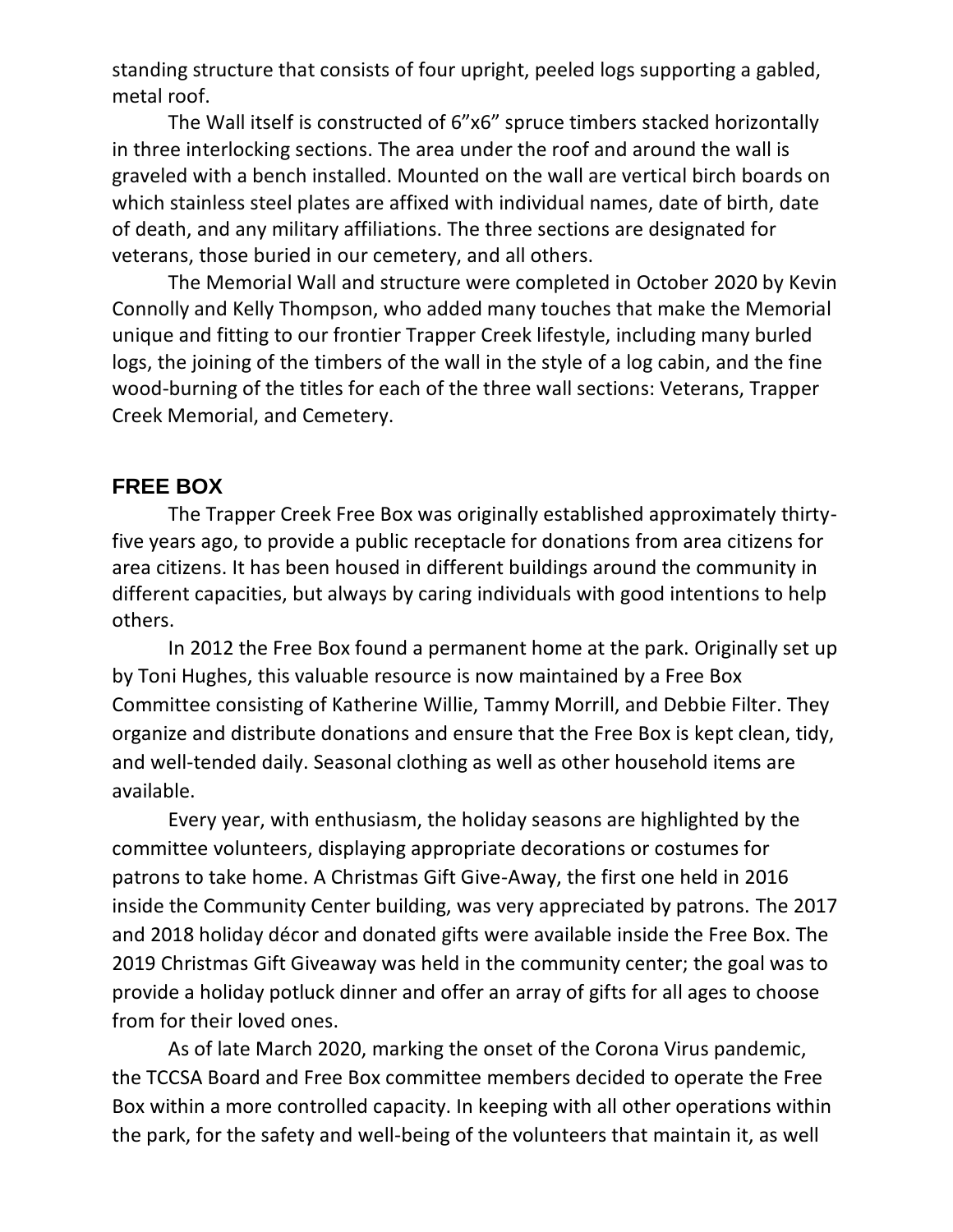standing structure that consists of four upright, peeled logs supporting a gabled, metal roof.

The Wall itself is constructed of 6”x6” spruce timbers stacked horizontally in three interlocking sections. The area under the roof and around the wall is graveled with a bench installed. Mounted on the wall are vertical birch boards on which stainless steel plates are affixed with individual names, date of birth, date of death, and any military affiliations. The three sections are designated for veterans, those buried in our cemetery, and all others.

The Memorial Wall and structure were completed in October 2020 by Kevin Connolly and Kelly Thompson, who added many touches that make the Memorial unique and fitting to our frontier Trapper Creek lifestyle, including many burled logs, the joining of the timbers of the wall in the style of a log cabin, and the fine wood-burning of the titles for each of the three wall sections: Veterans, Trapper Creek Memorial, and Cemetery.

## FREE BOX

The Trapper Creek Free Box was originally established approximately thirty-five years ago, to provide a public receptacle for donations from area citizens for area citizens. It has been housed in different buildings around the community in different capacities, but always by caring individuals with good intentions to help others.

In 2012 the Free Box found a permanent home at the park. Originally set up by Toni Hughes, this valuable resource is now maintained by a Free Box Committee consisting of Katherine Willie, Tammy Morrill, and Debbie Filter. They organize and distribute donations and ensure that the Free Box is kept clean, tidy, and well-tended daily. Seasonal clothing as well as other household items are available.

Every year, with enthusiasm, the holiday seasons are highlighted by the committee volunteers, displaying appropriate decorations or costumes for patrons to take home. A Christmas Gift Give-Away, the first one held in 2016 inside the Community Center building, was very appreciated by patrons. The 2017 and 2018 holiday décor and donated gifts were available inside the Free Box. The 2019 Christmas Gift Giveaway was held in the community center; the goal was to provide a holiday potluck dinner and offer an array of gifts for all ages to choose from for their loved ones.

As of late March 2020, marking the onset of the Corona Virus pandemic, the TCCSA Board and Free Box committee members decided to operate the Free Box within a more controlled capacity. In keeping with all other operations within the park, for the safety and well-being of the volunteers that maintain it, as well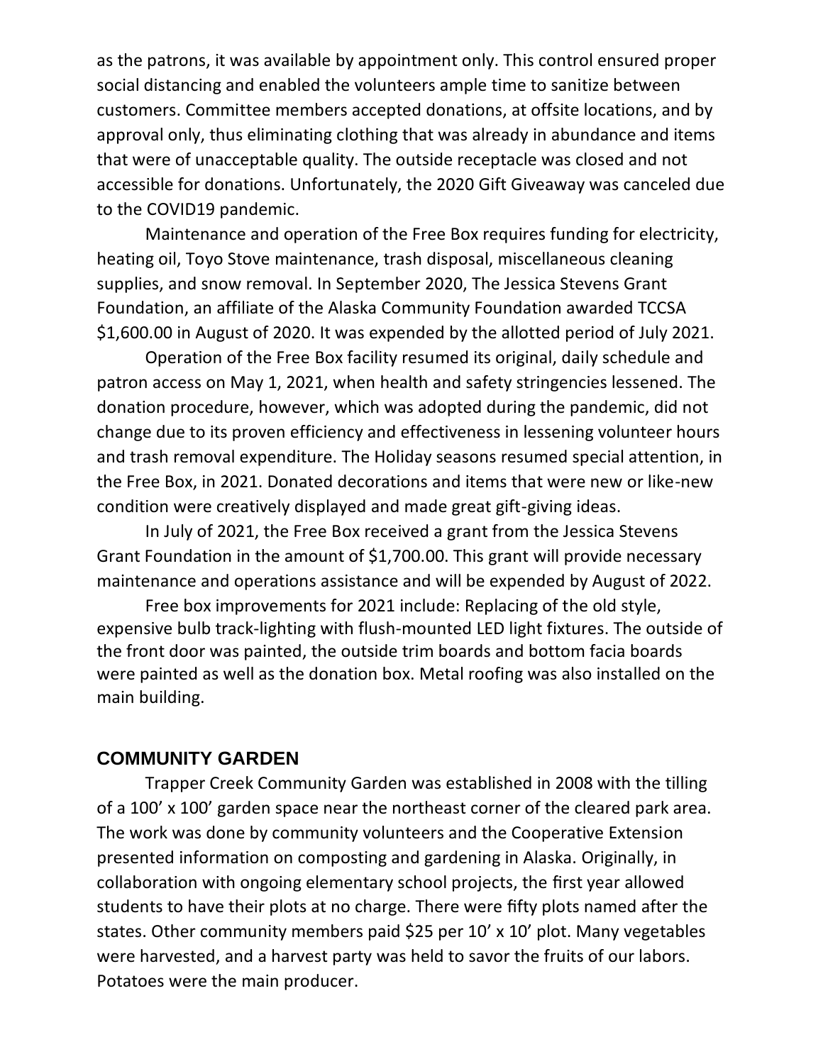as the patrons, it was available by appointment only. This control ensured proper social distancing and enabled the volunteers ample time to sanitize between customers. Committee members accepted donations, at offsite locations, and by approval only, thus eliminating clothing that was already in abundance and items that were of unacceptable quality. The outside receptacle was closed and not accessible for donations. Unfortunately, the 2020 Gift Giveaway was canceled due to the COVID19 pandemic.

Maintenance and operation of the Free Box requires funding for electricity, heating oil, Toyo Stove maintenance, trash disposal, miscellaneous cleaning supplies, and snow removal. In September 2020, The Jessica Stevens Grant Foundation, an affiliate of the Alaska Community Foundation awarded TCCSA $1,600.00 in August of 2020. It was expended by the allotted period of July 2021.

Operation of the Free Box facility resumed its original, daily schedule and patron access on May 1, 2021, when health and safety stringencies lessened. The donation procedure, however, which was adopted during the pandemic, did not change due to its proven efficiency and effectiveness in lessening volunteer hours and trash removal expenditure. The Holiday seasons resumed special attention, in the Free Box, in 2021. Donated decorations and items that were new or like-new condition were creatively displayed and made great gift-giving ideas.

In July of 2021, the Free Box received a grant from the Jessica Stevens Grant Foundation in the amount of $1,700.00. This grant will provide necessary maintenance and operations assistance and will be expended by August of 2022.

Free box improvements for 2021 include: Replacing of the old style, expensive bulb track-lighting with flush-mounted LED light fixtures. The outside of the front door was painted, the outside trim boards and bottom facia boards were painted as well as the donation box. Metal roofing was also installed on the main building.

## COMMUNITY GARDEN

Trapper Creek Community Garden was established in 2008 with the tilling of a 100' x 100' garden space near the northeast corner of the cleared park area. The work was done by community volunteers and the Cooperative Extension presented information on composting and gardening in Alaska. Originally, in collaboration with ongoing elementary school projects, the first year allowed students to have their plots at no charge. There were fifty plots named after the states. Other community members paid $25 per 10' x 10' plot. Many vegetables were harvested, and a harvest party was held to savor the fruits of our labors. Potatoes were the main producer.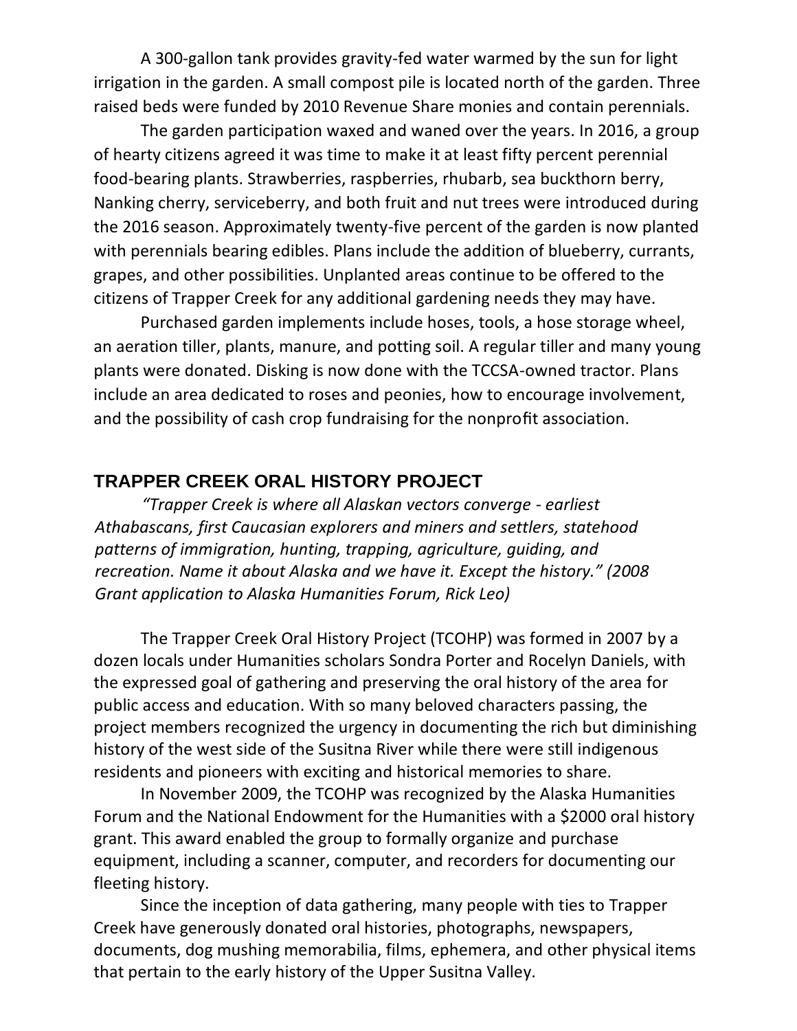A 300-gallon tank provides gravity-fed water warmed by the sun for light irrigation in the garden. A small compost pile is located north of the garden. Three raised beds were funded by 2010 Revenue Share monies and contain perennials.

The garden participation waxed and waned over the years. In 2016, a group of hearty citizens agreed it was time to make it at least fifty percent perennial food-bearing plants. Strawberries, raspberries, rhubarb, sea buckthorn berry, Nanking cherry, serviceberry, and both fruit and nut trees were introduced during the 2016 season. Approximately twenty-five percent of the garden is now planted with perennials bearing edibles. Plans include the addition of blueberry, currants, grapes, and other possibilities. Unplanted areas continue to be offered to the citizens of Trapper Creek for any additional gardening needs they may have.

Purchased garden implements include hoses, tools, a hose storage wheel, an aeration tiller, plants, manure, and potting soil. A regular tiller and many young plants were donated. Disking is now done with the TCCSA-owned tractor. Plans include an area dedicated to roses and peonies, how to encourage involvement, and the possibility of cash crop fundraising for the nonprofit association.

## TRAPPER CREEK ORAL HISTORY PROJECT

*"Trapper Creek is where all Alaskan vectors converge - earliest Athabascans, first Caucasian explorers and miners and settlers, statehood patterns of immigration, hunting, trapping, agriculture, guiding, and recreation. Name it about Alaska and we have it. Except the history." (2008 Grant application to Alaska Humanities Forum, Rick Leo)*

The Trapper Creek Oral History Project (TCOHP) was formed in 2007 by a dozen locals under Humanities scholars Sondra Porter and Rocelyn Daniels, with the expressed goal of gathering and preserving the oral history of the area for public access and education. With so many beloved characters passing, the project members recognized the urgency in documenting the rich but diminishing history of the west side of the Susitna River while there were still indigenous residents and pioneers with exciting and historical memories to share.

In November 2009, the TCOHP was recognized by the Alaska Humanities Forum and the National Endowment for the Humanities with a $2000 oral history grant. This award enabled the group to formally organize and purchase equipment, including a scanner, computer, and recorders for documenting our fleeting history.

Since the inception of data gathering, many people with ties to Trapper Creek have generously donated oral histories, photographs, newspapers, documents, dog mushing memorabilia, films, ephemera, and other physical items that pertain to the early history of the Upper Susitna Valley.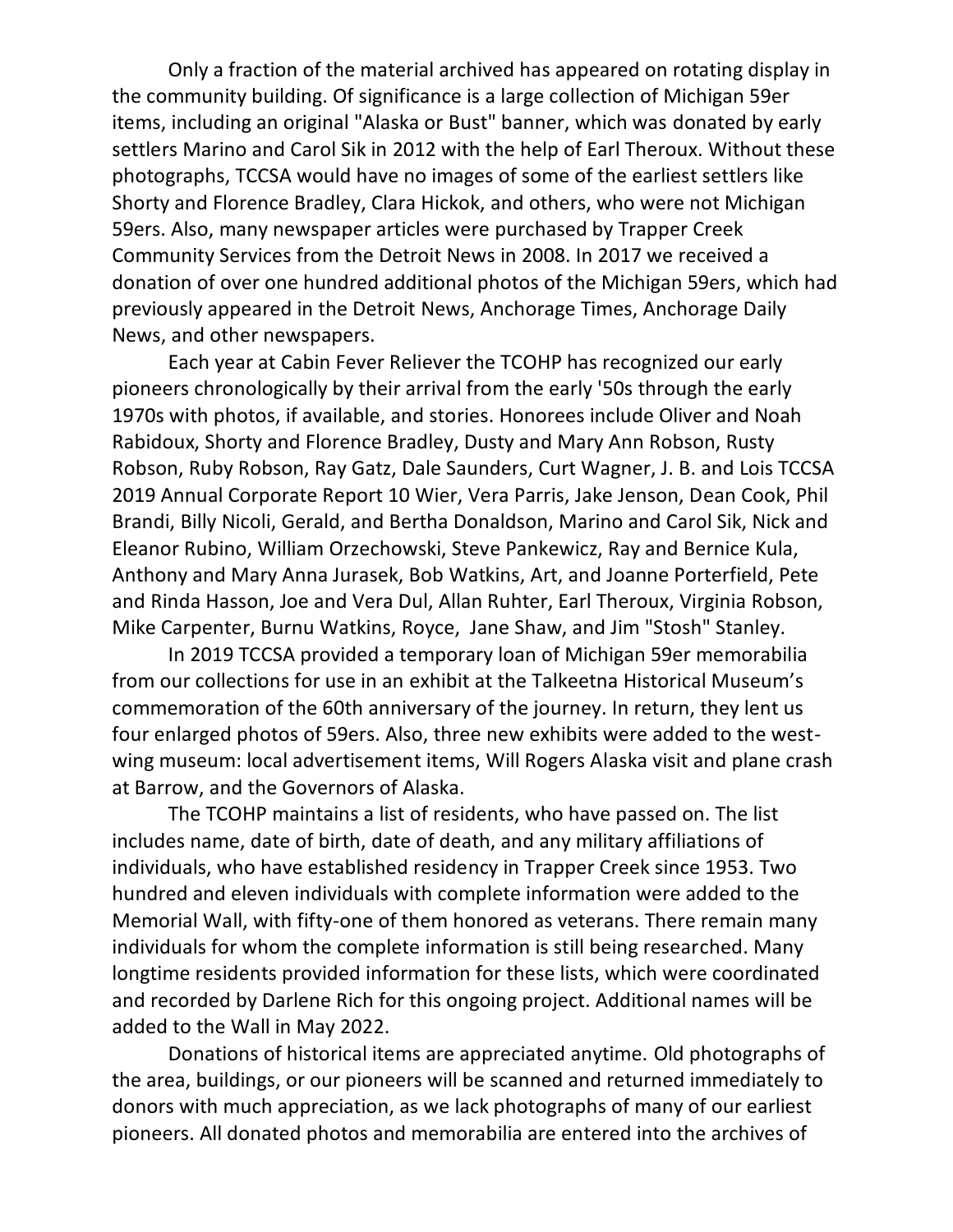Only a fraction of the material archived has appeared on rotating display in the community building. Of significance is a large collection of Michigan 59er items, including an original "Alaska or Bust" banner, which was donated by early settlers Marino and Carol Sik in 2012 with the help of Earl Theroux. Without these photographs, TCCSA would have no images of some of the earliest settlers like Shorty and Florence Bradley, Clara Hickok, and others, who were not Michigan 59ers. Also, many newspaper articles were purchased by Trapper Creek Community Services from the Detroit News in 2008. In 2017 we received a donation of over one hundred additional photos of the Michigan 59ers, which had previously appeared in the Detroit News, Anchorage Times, Anchorage Daily News, and other newspapers.

Each year at Cabin Fever Reliever the TCOHP has recognized our early pioneers chronologically by their arrival from the early '50s through the early 1970s with photos, if available, and stories. Honorees include Oliver and Noah Rabidoux, Shorty and Florence Bradley, Dusty and Mary Ann Robson, Rusty Robson, Ruby Robson, Ray Gatz, Dale Saunders, Curt Wagner, J. B. and Lois Wier, Vera Parris, Jake Jenson, Dean Cook, Phil Brandi, Billy Nicoli, Gerald, and Bertha Donaldson, Marino and Carol Sik, Nick and Eleanor Rubino, William Orzechowski, Steve Pankewicz, Ray and Bernice Kula, Anthony and Mary Anna Jurasek, Bob Watkins, Art, and Joanne Porterfield, Pete and Rinda Hasson, Joe and Vera Dul, Allan Ruhter, Earl Theroux, Virginia Robson, Mike Carpenter, Burnu Watkins, Royce, Jane Shaw, and Jim "Stosh" Stanley.

In 2019 TCCSA provided a temporary loan of Michigan 59er memorabilia from our collections for use in an exhibit at the Talkeetna Historical Museum's commemoration of the 60th anniversary of the journey. In return, they lent us four enlarged photos of 59ers. Also, three new exhibits were added to the west-wing museum: local advertisement items, Will Rogers Alaska visit and plane crash at Barrow, and the Governors of Alaska.

The TCOHP maintains a list of residents, who have passed on. The list includes name, date of birth, date of death, and any military affiliations of individuals, who have established residency in Trapper Creek since 1953. Two hundred and eleven individuals with complete information were added to the Memorial Wall, with fifty-one of them honored as veterans. There remain many individuals for whom the complete information is still being researched. Many longtime residents provided information for these lists, which were coordinated and recorded by Darlene Rich for this ongoing project. Additional names will be added to the Wall in May 2022.

Donations of historical items are appreciated anytime. Old photographs of the area, buildings, or our pioneers will be scanned and returned immediately to donors with much appreciation, as we lack photographs of many of our earliest pioneers. All donated photos and memorabilia are entered into the archives of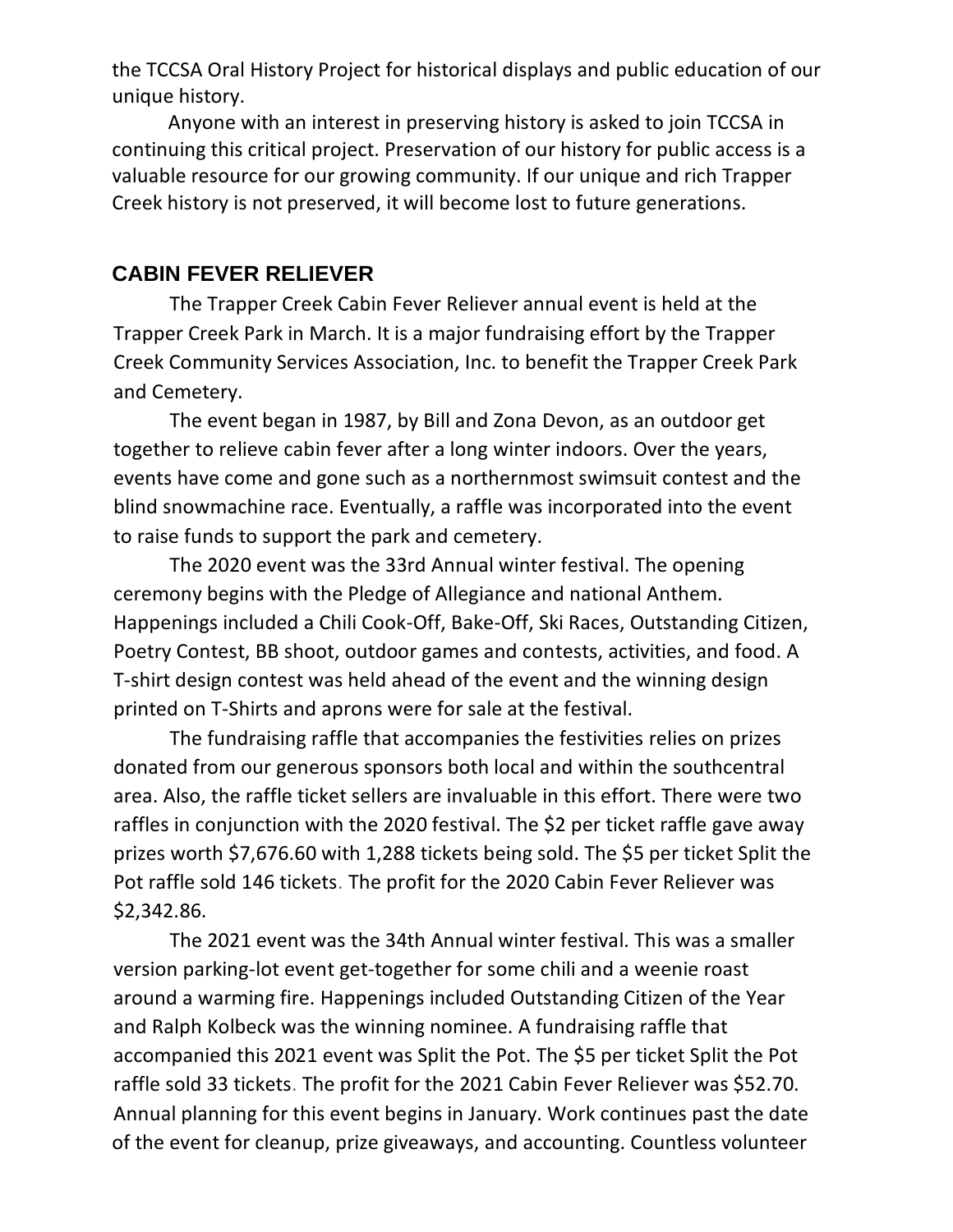the TCCSA Oral History Project for historical displays and public education of our unique history.

Anyone with an interest in preserving history is asked to join TCCSA in continuing this critical project. Preservation of our history for public access is a valuable resource for our growing community. If our unique and rich Trapper Creek history is not preserved, it will become lost to future generations.

## CABIN FEVER RELIEVER

The Trapper Creek Cabin Fever Reliever annual event is held at the Trapper Creek Park in March. It is a major fundraising effort by the Trapper Creek Community Services Association, Inc. to benefit the Trapper Creek Park and Cemetery.

The event began in 1987, by Bill and Zona Devon, as an outdoor get together to relieve cabin fever after a long winter indoors. Over the years, events have come and gone such as a northernmost swimsuit contest and the blind snowmachine race. Eventually, a raffle was incorporated into the event to raise funds to support the park and cemetery.

The 2020 event was the 33rd Annual winter festival. The opening ceremony begins with the Pledge of Allegiance and national Anthem. Happenings included a Chili Cook-Off, Bake-Off, Ski Races, Outstanding Citizen, Poetry Contest, BB shoot, outdoor games and contests, activities, and food. A T-shirt design contest was held ahead of the event and the winning design printed on T-Shirts and aprons were for sale at the festival.

The fundraising raffle that accompanies the festivities relies on prizes donated from our generous sponsors both local and within the southcentral area. Also, the raffle ticket sellers are invaluable in this effort. There were two raffles in conjunction with the 2020 festival. The $2 per ticket raffle gave away prizes worth $7,676.60 with 1,288 tickets being sold. The $5 per ticket Split the Pot raffle sold 146 tickets. The profit for the 2020 Cabin Fever Reliever was $2,342.86.

The 2021 event was the 34th Annual winter festival. This was a smaller version parking-lot event get-together for some chili and a weenie roast around a warming fire. Happenings included Outstanding Citizen of the Year and Ralph Kolbeck was the winning nominee. A fundraising raffle that accompanied this 2021 event was Split the Pot. The $5 per ticket Split the Pot raffle sold 33 tickets. The profit for the 2021 Cabin Fever Reliever was $52.70. Annual planning for this event begins in January. Work continues past the date of the event for cleanup, prize giveaways, and accounting. Countless volunteer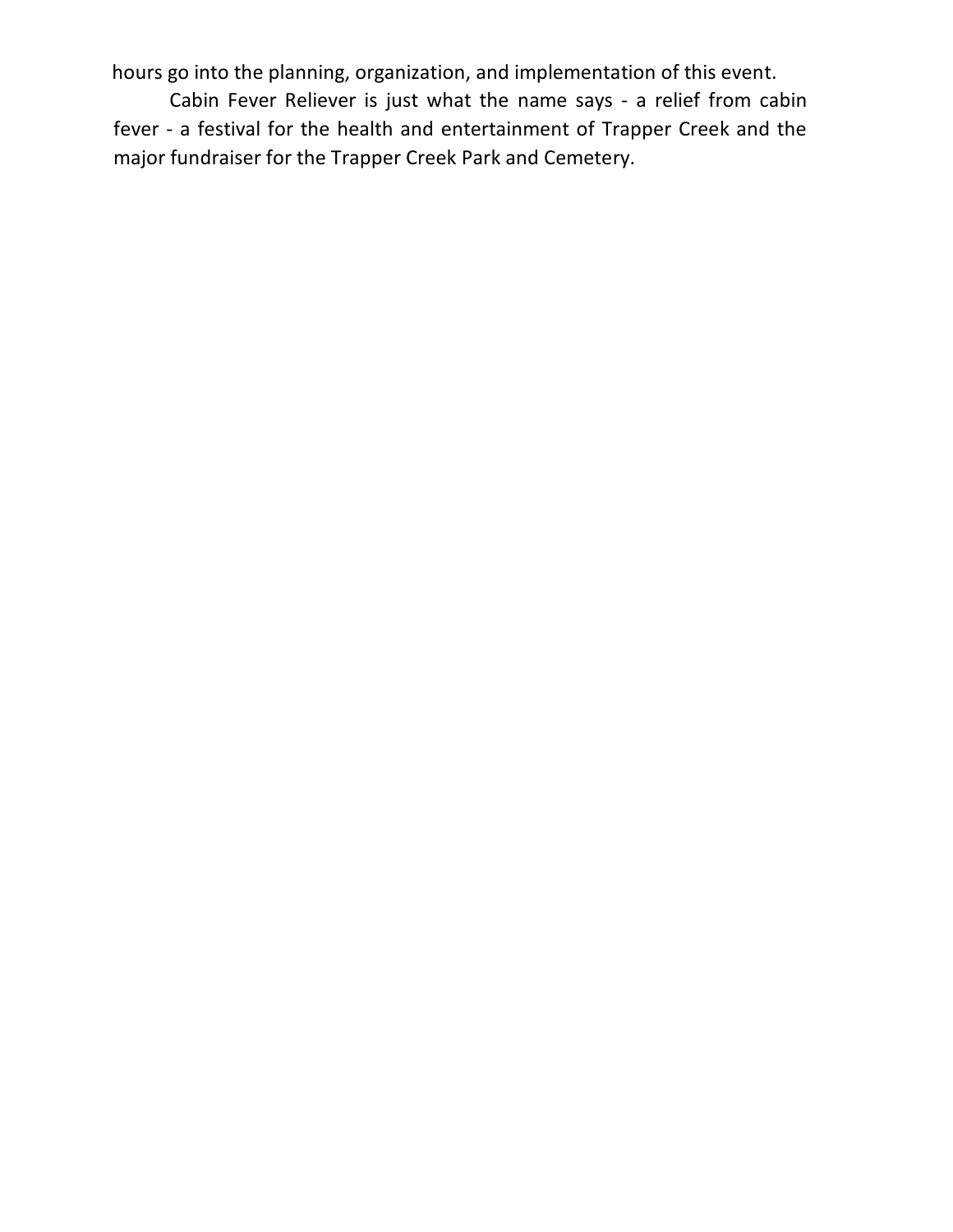hours go into the planning, organization, and implementation of this event.

Cabin Fever Reliever is just what the name says - a relief from cabin fever - a festival for the health and entertainment of Trapper Creek and the major fundraiser for the Trapper Creek Park and Cemetery.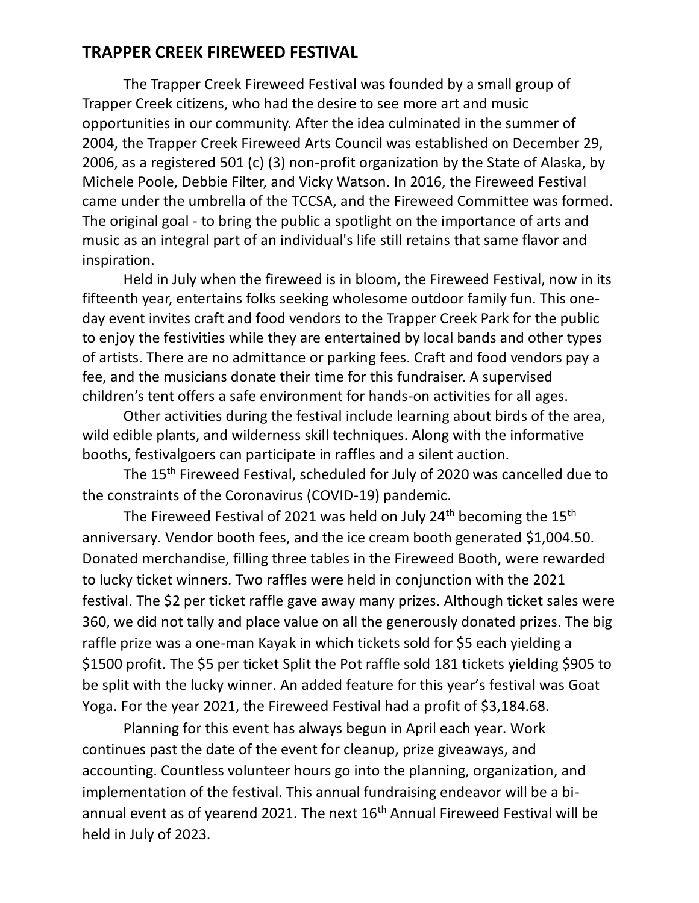## TRAPPER CREEK FIREWEED FESTIVAL

The Trapper Creek Fireweed Festival was founded by a small group of Trapper Creek citizens, who had the desire to see more art and music opportunities in our community. After the idea culminated in the summer of 2004, the Trapper Creek Fireweed Arts Council was established on December 29, 2006, as a registered 501 (c) (3) non-profit organization by the State of Alaska, by Michele Poole, Debbie Filter, and Vicky Watson. In 2016, the Fireweed Festival came under the umbrella of the TCCSA, and the Fireweed Committee was formed. The original goal - to bring the public a spotlight on the importance of arts and music as an integral part of an individual's life still retains that same flavor and inspiration.

Held in July when the fireweed is in bloom, the Fireweed Festival, now in its fifteenth year, entertains folks seeking wholesome outdoor family fun. This one-day event invites craft and food vendors to the Trapper Creek Park for the public to enjoy the festivities while they are entertained by local bands and other types of artists. There are no admittance or parking fees. Craft and food vendors pay a fee, and the musicians donate their time for this fundraiser. A supervised children's tent offers a safe environment for hands-on activities for all ages.

Other activities during the festival include learning about birds of the area, wild edible plants, and wilderness skill techniques. Along with the informative booths, festivalgoers can participate in raffles and a silent auction.

The 15th Fireweed Festival, scheduled for July of 2020 was cancelled due to the constraints of the Coronavirus (COVID-19) pandemic.

The Fireweed Festival of 2021 was held on July 24th becoming the 15th anniversary. Vendor booth fees, and the ice cream booth generated $1,004.50. Donated merchandise, filling three tables in the Fireweed Booth, were rewarded to lucky ticket winners. Two raffles were held in conjunction with the 2021 festival. The $2 per ticket raffle gave away many prizes. Although ticket sales were 360, we did not tally and place value on all the generously donated prizes. The big raffle prize was a one-man Kayak in which tickets sold for $5 each yielding a $1500 profit. The $5 per ticket Split the Pot raffle sold 181 tickets yielding $905 to be split with the lucky winner. An added feature for this year's festival was Goat Yoga. For the year 2021, the Fireweed Festival had a profit of $3,184.68.

Planning for this event has always begun in April each year. Work continues past the date of the event for cleanup, prize giveaways, and accounting. Countless volunteer hours go into the planning, organization, and implementation of the festival. This annual fundraising endeavor will be a bi-annual event as of yearend 2021. The next 16th Annual Fireweed Festival will be held in July of 2023.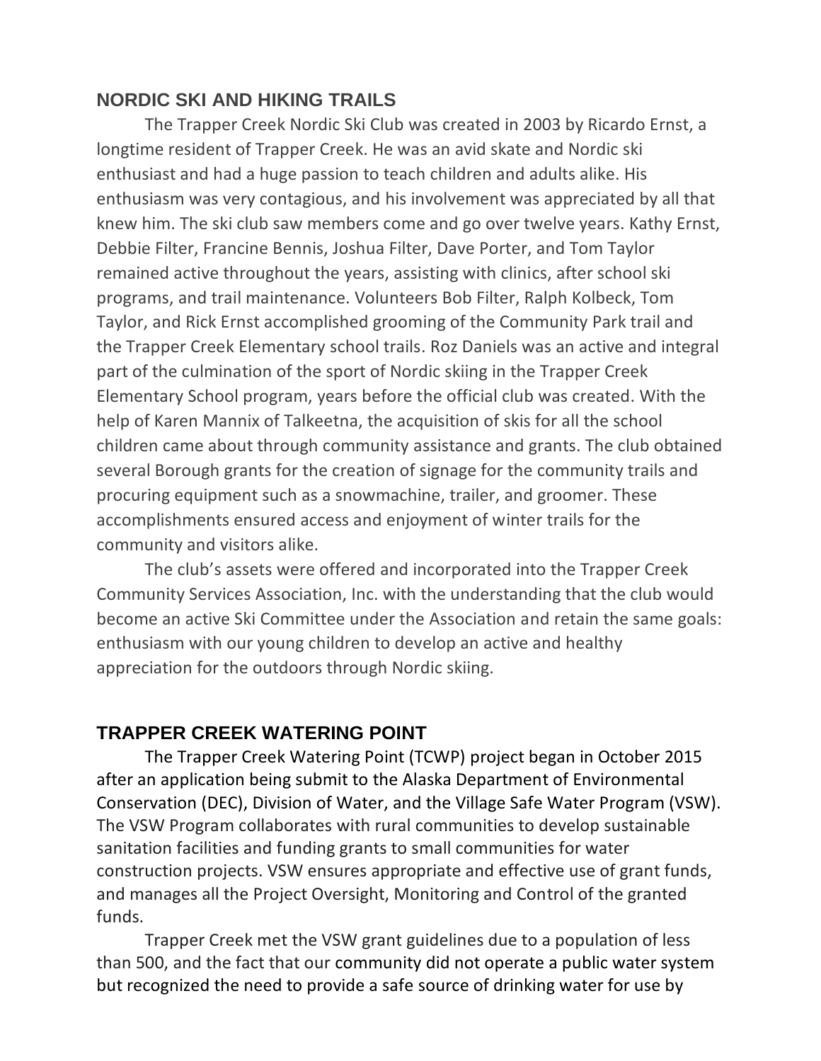## NORDIC SKI AND HIKING TRAILS

The Trapper Creek Nordic Ski Club was created in 2003 by Ricardo Ernst, a longtime resident of Trapper Creek. He was an avid skate and Nordic ski enthusiast and had a huge passion to teach children and adults alike. His enthusiasm was very contagious, and his involvement was appreciated by all that knew him. The ski club saw members come and go over twelve years. Kathy Ernst, Debbie Filter, Francine Bennis, Joshua Filter, Dave Porter, and Tom Taylor remained active throughout the years, assisting with clinics, after school ski programs, and trail maintenance. Volunteers Bob Filter, Ralph Kolbeck, Tom Taylor, and Rick Ernst accomplished grooming of the Community Park trail and the Trapper Creek Elementary school trails. Roz Daniels was an active and integral part of the culmination of the sport of Nordic skiing in the Trapper Creek Elementary School program, years before the official club was created. With the help of Karen Mannix of Talkeetna, the acquisition of skis for all the school children came about through community assistance and grants. The club obtained several Borough grants for the creation of signage for the community trails and procuring equipment such as a snowmachine, trailer, and groomer. These accomplishments ensured access and enjoyment of winter trails for the community and visitors alike.

The club's assets were offered and incorporated into the Trapper Creek Community Services Association, Inc. with the understanding that the club would become an active Ski Committee under the Association and retain the same goals: enthusiasm with our young children to develop an active and healthy appreciation for the outdoors through Nordic skiing.

## TRAPPER CREEK WATERING POINT

The Trapper Creek Watering Point (TCWP) project began in October 2015 after an application being submit to the Alaska Department of Environmental Conservation (DEC), Division of Water, and the Village Safe Water Program (VSW). The VSW Program collaborates with rural communities to develop sustainable sanitation facilities and funding grants to small communities for water construction projects. VSW ensures appropriate and effective use of grant funds, and manages all the Project Oversight, Monitoring and Control of the granted funds.

Trapper Creek met the VSW grant guidelines due to a population of less than 500, and the fact that our community did not operate a public water system but recognized the need to provide a safe source of drinking water for use by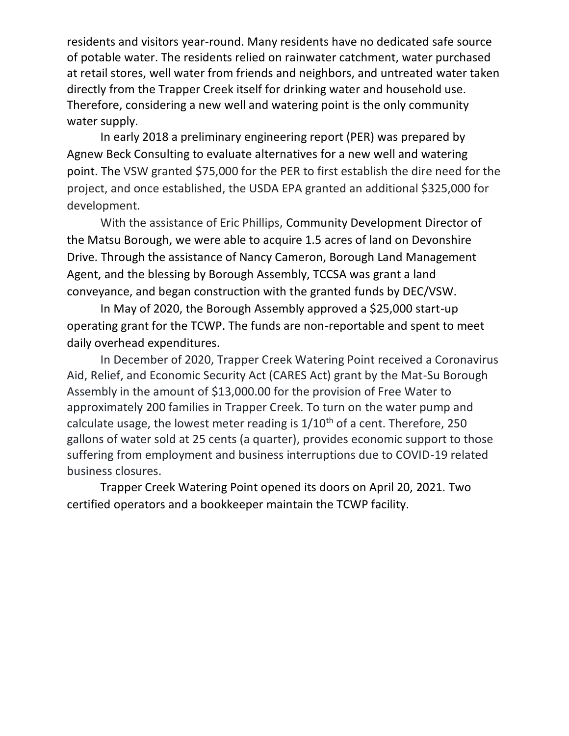residents and visitors year-round. Many residents have no dedicated safe source of potable water. The residents relied on rainwater catchment, water purchased at retail stores, well water from friends and neighbors, and untreated water taken directly from the Trapper Creek itself for drinking water and household use. Therefore, considering a new well and watering point is the only community water supply.

In early 2018 a preliminary engineering report (PER) was prepared by Agnew Beck Consulting to evaluate alternatives for a new well and watering point. The VSW granted $75,000 for the PER to first establish the dire need for the project, and once established, the USDA EPA granted an additional $325,000 for development.

With the assistance of Eric Phillips, Community Development Director of the Matsu Borough, we were able to acquire 1.5 acres of land on Devonshire Drive. Through the assistance of Nancy Cameron, Borough Land Management Agent, and the blessing by Borough Assembly, TCCSA was grant a land conveyance, and began construction with the granted funds by DEC/VSW.

In May of 2020, the Borough Assembly approved a $25,000 start-up operating grant for the TCWP. The funds are non-reportable and spent to meet daily overhead expenditures.

In December of 2020, Trapper Creek Watering Point received a Coronavirus Aid, Relief, and Economic Security Act (CARES Act) grant by the Mat-Su Borough Assembly in the amount of $13,000.00 for the provision of Free Water to approximately 200 families in Trapper Creek. To turn on the water pump and calculate usage, the lowest meter reading is 1/10th of a cent. Therefore, 250 gallons of water sold at 25 cents (a quarter), provides economic support to those suffering from employment and business interruptions due to COVID-19 related business closures.

Trapper Creek Watering Point opened its doors on April 20, 2021. Two certified operators and a bookkeeper maintain the TCWP facility.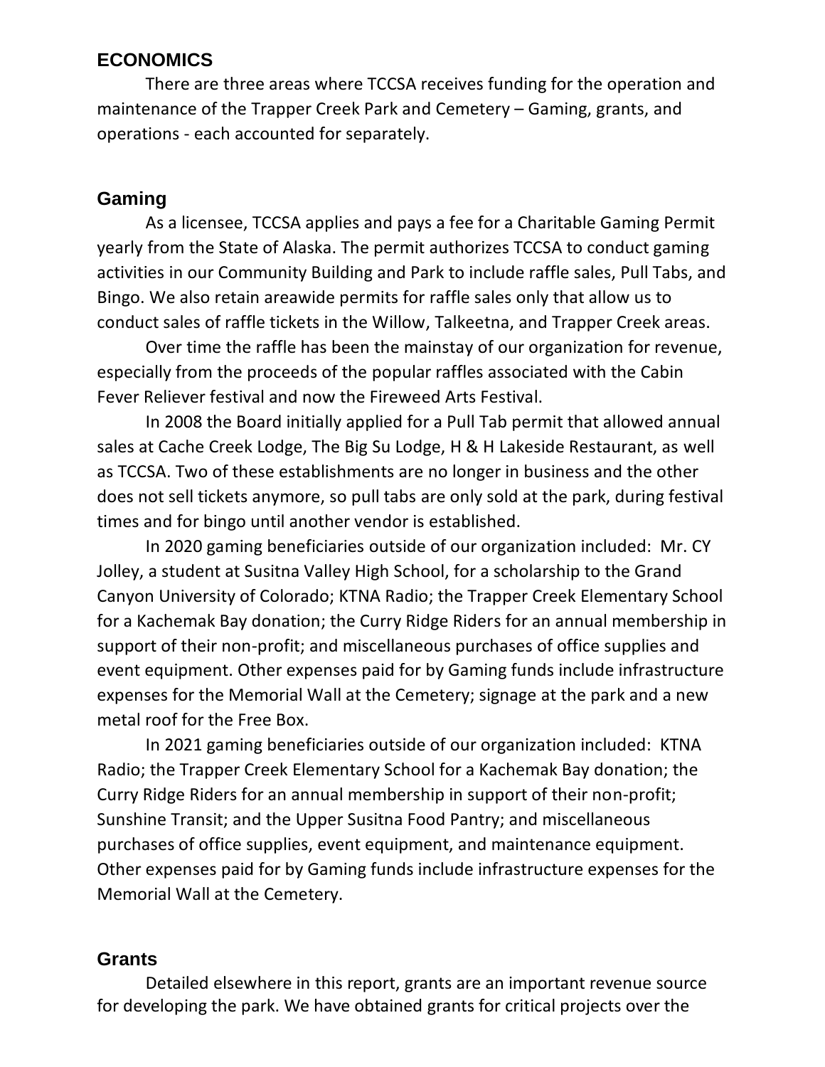## ECONOMICS

There are three areas where TCCSA receives funding for the operation and maintenance of the Trapper Creek Park and Cemetery – Gaming, grants, and operations - each accounted for separately.

### Gaming

As a licensee, TCCSA applies and pays a fee for a Charitable Gaming Permit yearly from the State of Alaska. The permit authorizes TCCSA to conduct gaming activities in our Community Building and Park to include raffle sales, Pull Tabs, and Bingo. We also retain areawide permits for raffle sales only that allow us to conduct sales of raffle tickets in the Willow, Talkeetna, and Trapper Creek areas.

Over time the raffle has been the mainstay of our organization for revenue, especially from the proceeds of the popular raffles associated with the Cabin Fever Reliever festival and now the Fireweed Arts Festival.

In 2008 the Board initially applied for a Pull Tab permit that allowed annual sales at Cache Creek Lodge, The Big Su Lodge, H & H Lakeside Restaurant, as well as TCCSA. Two of these establishments are no longer in business and the other does not sell tickets anymore, so pull tabs are only sold at the park, during festival times and for bingo until another vendor is established.

In 2020 gaming beneficiaries outside of our organization included: Mr. CY Jolley, a student at Susitna Valley High School, for a scholarship to the Grand Canyon University of Colorado; KTNA Radio; the Trapper Creek Elementary School for a Kachemak Bay donation; the Curry Ridge Riders for an annual membership in support of their non-profit; and miscellaneous purchases of office supplies and event equipment. Other expenses paid for by Gaming funds include infrastructure expenses for the Memorial Wall at the Cemetery; signage at the park and a new metal roof for the Free Box.

In 2021 gaming beneficiaries outside of our organization included: KTNA Radio; the Trapper Creek Elementary School for a Kachemak Bay donation; the Curry Ridge Riders for an annual membership in support of their non-profit; Sunshine Transit; and the Upper Susitna Food Pantry; and miscellaneous purchases of office supplies, event equipment, and maintenance equipment. Other expenses paid for by Gaming funds include infrastructure expenses for the Memorial Wall at the Cemetery.

### Grants

Detailed elsewhere in this report, grants are an important revenue source for developing the park. We have obtained grants for critical projects over the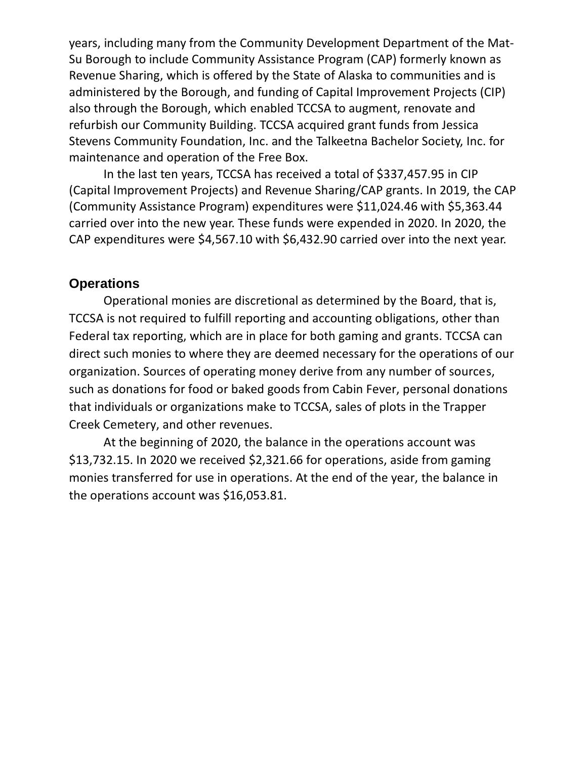years, including many from the Community Development Department of the Mat-Su Borough to include Community Assistance Program (CAP) formerly known as Revenue Sharing, which is offered by the State of Alaska to communities and is administered by the Borough, and funding of Capital Improvement Projects (CIP) also through the Borough, which enabled TCCSA to augment, renovate and refurbish our Community Building. TCCSA acquired grant funds from Jessica Stevens Community Foundation, Inc. and the Talkeetna Bachelor Society, Inc. for maintenance and operation of the Free Box.

In the last ten years, TCCSA has received a total of $337,457.95 in CIP (Capital Improvement Projects) and Revenue Sharing/CAP grants. In 2019, the CAP (Community Assistance Program) expenditures were $11,024.46 with $5,363.44 carried over into the new year. These funds were expended in 2020. In 2020, the CAP expenditures were $4,567.10 with $6,432.90 carried over into the next year.

## Operations

Operational monies are discretional as determined by the Board, that is, TCCSA is not required to fulfill reporting and accounting obligations, other than Federal tax reporting, which are in place for both gaming and grants. TCCSA can direct such monies to where they are deemed necessary for the operations of our organization. Sources of operating money derive from any number of sources, such as donations for food or baked goods from Cabin Fever, personal donations that individuals or organizations make to TCCSA, sales of plots in the Trapper Creek Cemetery, and other revenues.

At the beginning of 2020, the balance in the operations account was $13,732.15. In 2020 we received $2,321.66 for operations, aside from gaming monies transferred for use in operations. At the end of the year, the balance in the operations account was $16,053.81.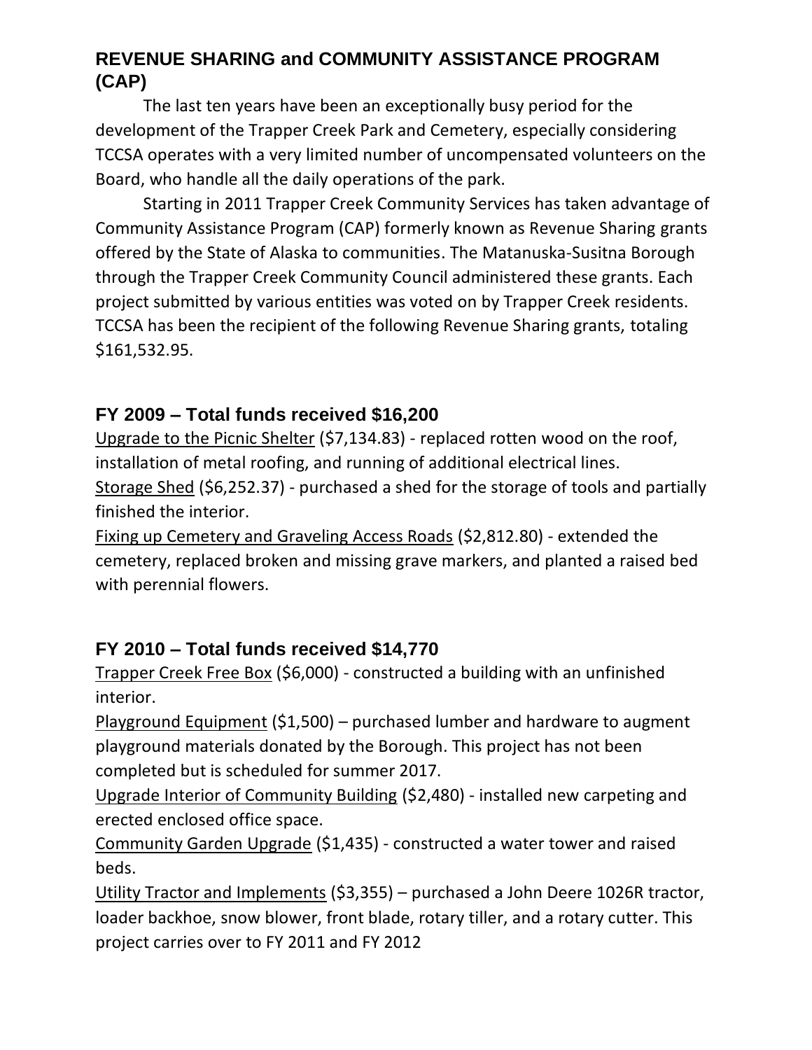## REVENUE SHARING and COMMUNITY ASSISTANCE PROGRAM (CAP)

The last ten years have been an exceptionally busy period for the development of the Trapper Creek Park and Cemetery, especially considering TCCSA operates with a very limited number of uncompensated volunteers on the Board, who handle all the daily operations of the park.

Starting in 2011 Trapper Creek Community Services has taken advantage of Community Assistance Program (CAP) formerly known as Revenue Sharing grants offered by the State of Alaska to communities. The Matanuska-Susitna Borough through the Trapper Creek Community Council administered these grants. Each project submitted by various entities was voted on by Trapper Creek residents. TCCSA has been the recipient of the following Revenue Sharing grants, totaling $161,532.95.

### FY 2009 – Total funds received $16,200

Upgrade to the Picnic Shelter ($7,134.83) - replaced rotten wood on the roof, installation of metal roofing, and running of additional electrical lines.
Storage Shed ($6,252.37) - purchased a shed for the storage of tools and partially finished the interior.
Fixing up Cemetery and Graveling Access Roads ($2,812.80) - extended the cemetery, replaced broken and missing grave markers, and planted a raised bed with perennial flowers.

### FY 2010 – Total funds received $14,770

Trapper Creek Free Box ($6,000) - constructed a building with an unfinished interior.
Playground Equipment ($1,500) – purchased lumber and hardware to augment playground materials donated by the Borough. This project has not been completed but is scheduled for summer 2017.
Upgrade Interior of Community Building ($2,480) - installed new carpeting and erected enclosed office space.
Community Garden Upgrade ($1,435) - constructed a water tower and raised beds.
Utility Tractor and Implements ($3,355) – purchased a John Deere 1026R tractor, loader backhoe, snow blower, front blade, rotary tiller, and a rotary cutter. This project carries over to FY 2011 and FY 2012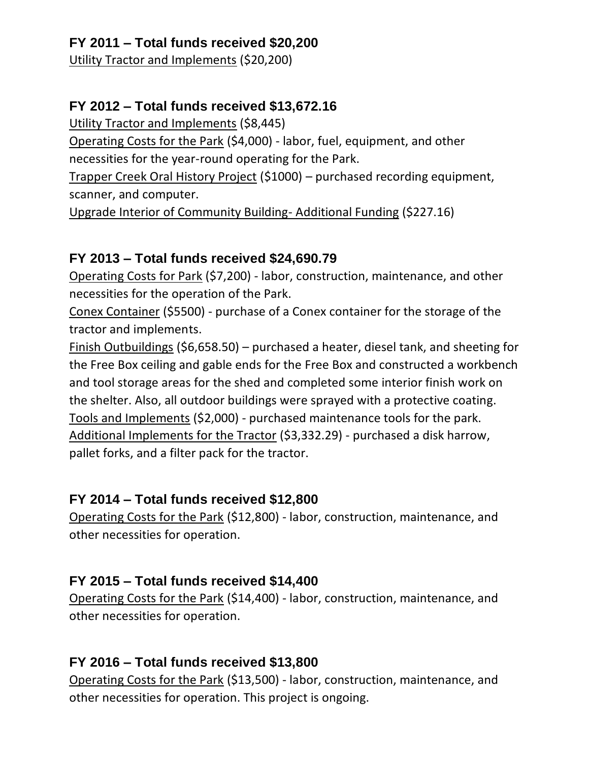### FY 2011 – Total funds received $20,200

Utility Tractor and Implements ($20,200)

### FY 2012 – Total funds received $13,672.16

Utility Tractor and Implements ($8,445)
Operating Costs for the Park ($4,000) - labor, fuel, equipment, and other necessities for the year-round operating for the Park.
Trapper Creek Oral History Project ($1000) – purchased recording equipment, scanner, and computer.
Upgrade Interior of Community Building- Additional Funding ($227.16)

### FY 2013 – Total funds received $24,690.79

Operating Costs for Park ($7,200) - labor, construction, maintenance, and other necessities for the operation of the Park.
Conex Container ($5500) - purchase of a Conex container for the storage of the tractor and implements.
Finish Outbuildings ($6,658.50) – purchased a heater, diesel tank, and sheeting for the Free Box ceiling and gable ends for the Free Box and constructed a workbench and tool storage areas for the shed and completed some interior finish work on the shelter. Also, all outdoor buildings were sprayed with a protective coating.
Tools and Implements ($2,000) - purchased maintenance tools for the park.
Additional Implements for the Tractor ($3,332.29) - purchased a disk harrow, pallet forks, and a filter pack for the tractor.

### FY 2014 – Total funds received $12,800

Operating Costs for the Park ($12,800) - labor, construction, maintenance, and other necessities for operation.

### FY 2015 – Total funds received $14,400

Operating Costs for the Park ($14,400) - labor, construction, maintenance, and other necessities for operation.

### FY 2016 – Total funds received $13,800

Operating Costs for the Park ($13,500) - labor, construction, maintenance, and other necessities for operation. This project is ongoing.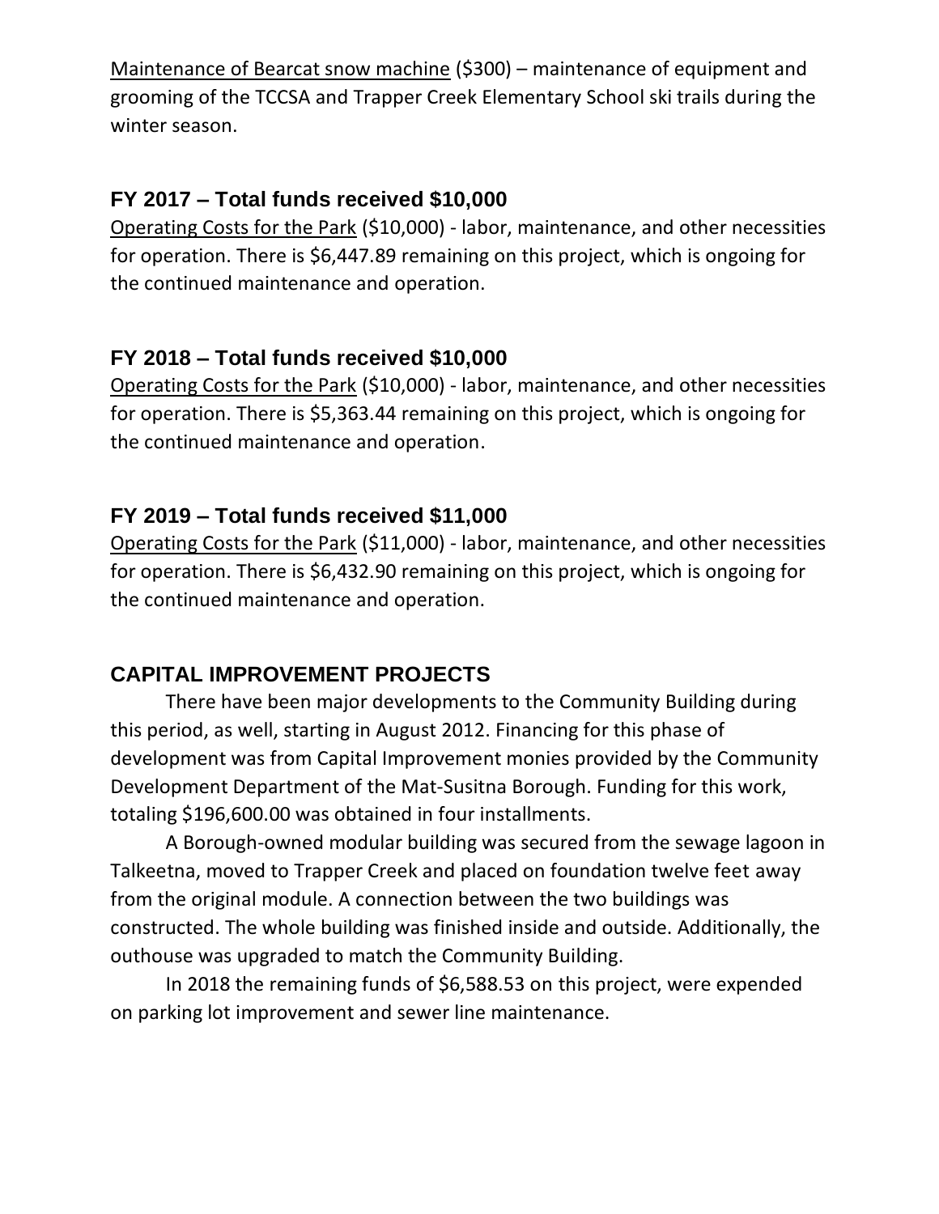Maintenance of Bearcat snow machine ($300) – maintenance of equipment and grooming of the TCCSA and Trapper Creek Elementary School ski trails during the winter season.

### FY 2017 – Total funds received $10,000

Operating Costs for the Park ($10,000) - labor, maintenance, and other necessities for operation. There is $6,447.89 remaining on this project, which is ongoing for the continued maintenance and operation.

### FY 2018 – Total funds received $10,000

Operating Costs for the Park ($10,000) - labor, maintenance, and other necessities for operation. There is $5,363.44 remaining on this project, which is ongoing for the continued maintenance and operation.

### FY 2019 – Total funds received $11,000

Operating Costs for the Park ($11,000) - labor, maintenance, and other necessities for operation. There is $6,432.90 remaining on this project, which is ongoing for the continued maintenance and operation.

## CAPITAL IMPROVEMENT PROJECTS

There have been major developments to the Community Building during this period, as well, starting in August 2012. Financing for this phase of development was from Capital Improvement monies provided by the Community Development Department of the Mat-Susitna Borough. Funding for this work, totaling $196,600.00 was obtained in four installments.

A Borough-owned modular building was secured from the sewage lagoon in Talkeetna, moved to Trapper Creek and placed on foundation twelve feet away from the original module. A connection between the two buildings was constructed. The whole building was finished inside and outside. Additionally, the outhouse was upgraded to match the Community Building.

In 2018 the remaining funds of $6,588.53 on this project, were expended on parking lot improvement and sewer line maintenance.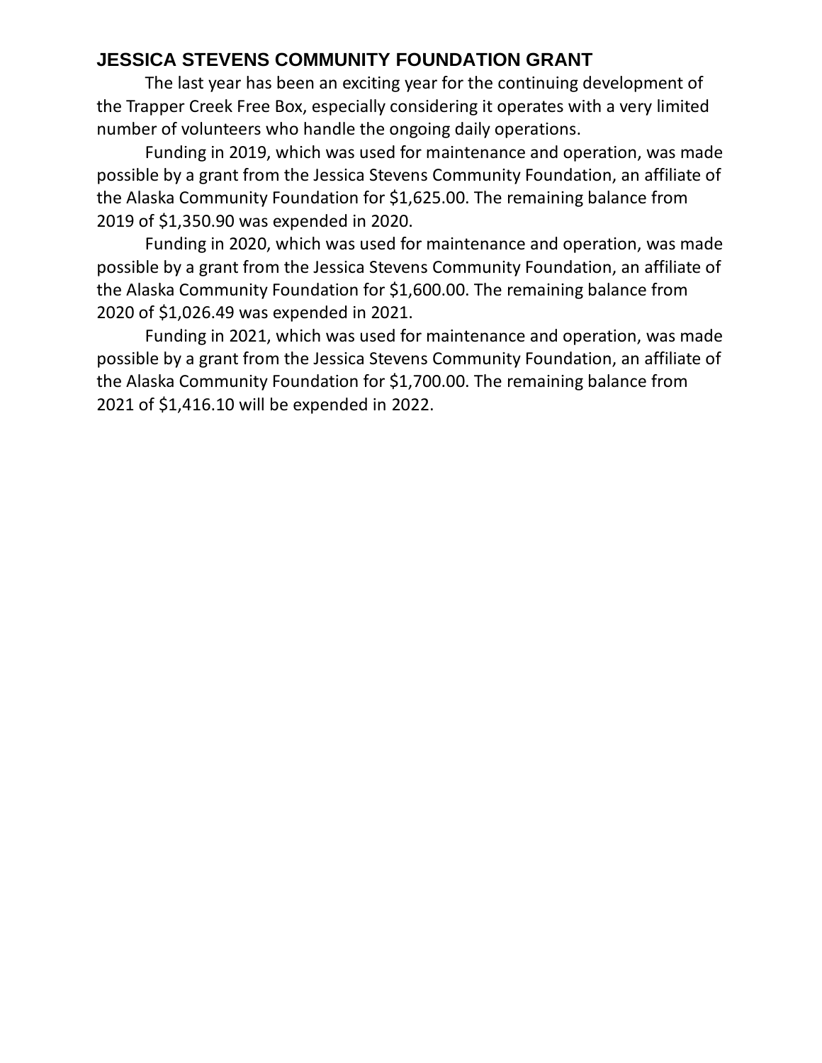## JESSICA STEVENS COMMUNITY FOUNDATION GRANT

The last year has been an exciting year for the continuing development of the Trapper Creek Free Box, especially considering it operates with a very limited number of volunteers who handle the ongoing daily operations.

Funding in 2019, which was used for maintenance and operation, was made possible by a grant from the Jessica Stevens Community Foundation, an affiliate of the Alaska Community Foundation for $1,625.00. The remaining balance from 2019 of $1,350.90 was expended in 2020.

Funding in 2020, which was used for maintenance and operation, was made possible by a grant from the Jessica Stevens Community Foundation, an affiliate of the Alaska Community Foundation for $1,600.00. The remaining balance from 2020 of $1,026.49 was expended in 2021.

Funding in 2021, which was used for maintenance and operation, was made possible by a grant from the Jessica Stevens Community Foundation, an affiliate of the Alaska Community Foundation for $1,700.00. The remaining balance from 2021 of $1,416.10 will be expended in 2022.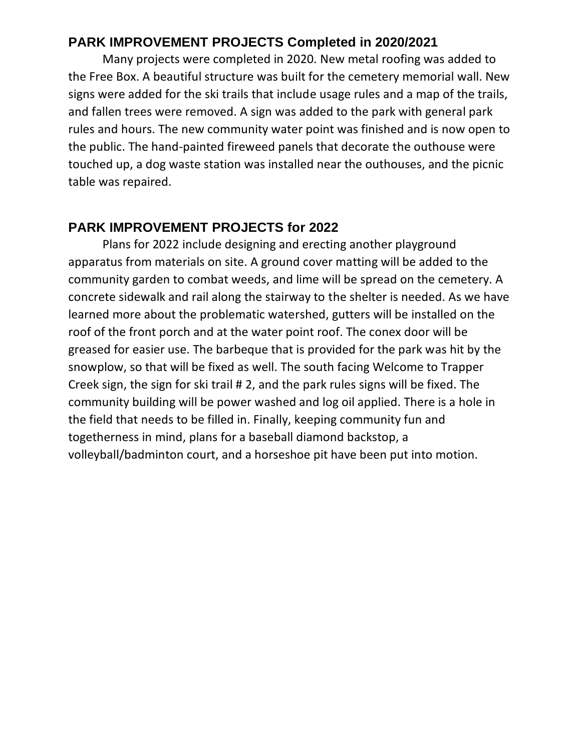## PARK IMPROVEMENT PROJECTS Completed in 2020/2021

Many projects were completed in 2020. New metal roofing was added to the Free Box. A beautiful structure was built for the cemetery memorial wall. New signs were added for the ski trails that include usage rules and a map of the trails, and fallen trees were removed. A sign was added to the park with general park rules and hours. The new community water point was finished and is now open to the public. The hand-painted fireweed panels that decorate the outhouse were touched up, a dog waste station was installed near the outhouses, and the picnic table was repaired.

## PARK IMPROVEMENT PROJECTS for 2022

Plans for 2022 include designing and erecting another playground apparatus from materials on site. A ground cover matting will be added to the community garden to combat weeds, and lime will be spread on the cemetery. A concrete sidewalk and rail along the stairway to the shelter is needed. As we have learned more about the problematic watershed, gutters will be installed on the roof of the front porch and at the water point roof. The conex door will be greased for easier use. The barbeque that is provided for the park was hit by the snowplow, so that will be fixed as well. The south facing Welcome to Trapper Creek sign, the sign for ski trail # 2, and the park rules signs will be fixed. The community building will be power washed and log oil applied. There is a hole in the field that needs to be filled in. Finally, keeping community fun and togetherness in mind, plans for a baseball diamond backstop, a volleyball/badminton court, and a horseshoe pit have been put into motion.